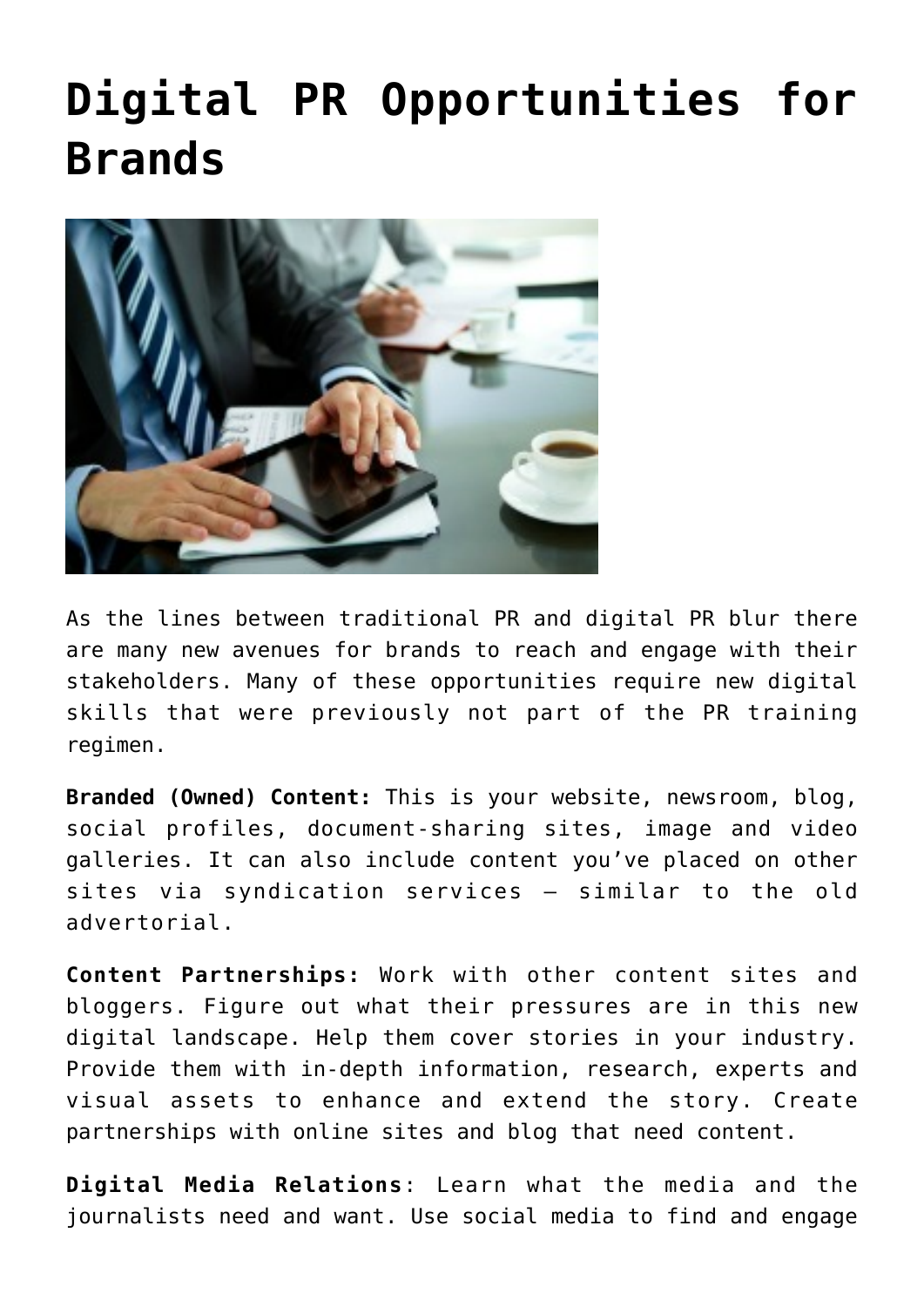# Digital PR Opportunities for Brands

As the lines between traditional PR and digital PR blur there are many new avenues for brands to reach and engage with their stakeholders. Many of these opportunities require new digital skills that were previously not part of the PR training regimen.

**Branded (Owned) Content:** This is your website, newsroom, blog, social profiles, document-sharing sites, image and video galleries. It can also include content you've placed on other sites via syndication services – similar to the old advertorial.

**Content Partnerships:** Work with other content sites and bloggers. Figure out what their pressures are in this new digital landscape. Help them cover stories in your industry. Provide them with in-depth information, research, experts and visual assets to enhance and extend the story. Create partnerships with online sites and blog that need content.

**Digital Media Relations**: Learn what the media and the journalists need and want. Use social media to find and engage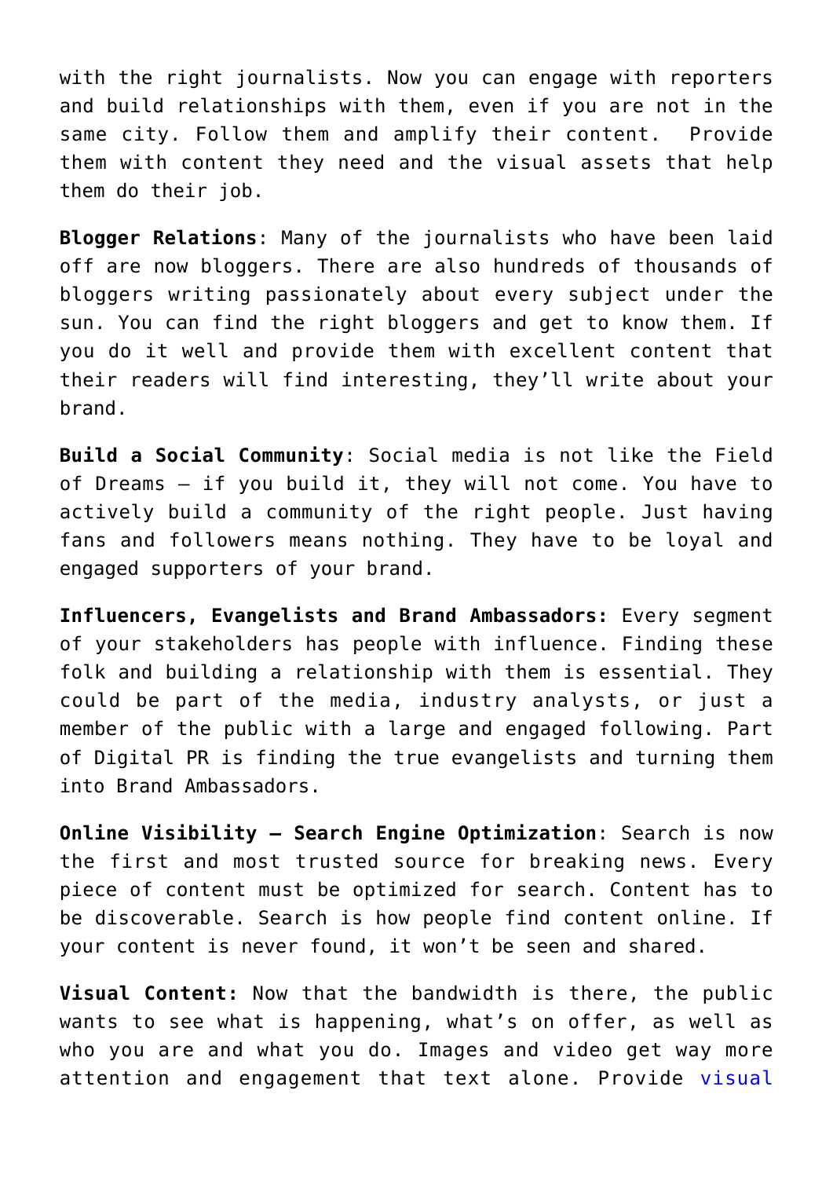with the right journalists. Now you can engage with reporters and build relationships with them, even if you are not in the same city. Follow them and amplify their content.  Provide them with content they need and the visual assets that help them do their job.

**Blogger Relations**: Many of the journalists who have been laid off are now bloggers. There are also hundreds of thousands of bloggers writing passionately about every subject under the sun. You can find the right bloggers and get to know them. If you do it well and provide them with excellent content that their readers will find interesting, they'll write about your brand.

**Build a Social Community**: Social media is not like the Field of Dreams – if you build it, they will not come. You have to actively build a community of the right people. Just having fans and followers means nothing. They have to be loyal and engaged supporters of your brand.

**Influencers, Evangelists and Brand Ambassadors:** Every segment of your stakeholders has people with influence. Finding these folk and building a relationship with them is essential. They could be part of the media, industry analysts, or just a member of the public with a large and engaged following. Part of Digital PR is finding the true evangelists and turning them into Brand Ambassadors.

**Online Visibility – Search Engine Optimization**: Search is now the first and most trusted source for breaking news. Every piece of content must be optimized for search. Content has to be discoverable. Search is how people find content online. If your content is never found, it won't be seen and shared.

**Visual Content:** Now that the bandwidth is there, the public wants to see what is happening, what's on offer, as well as who you are and what you do. Images and video get way more attention and engagement that text alone. Provide visual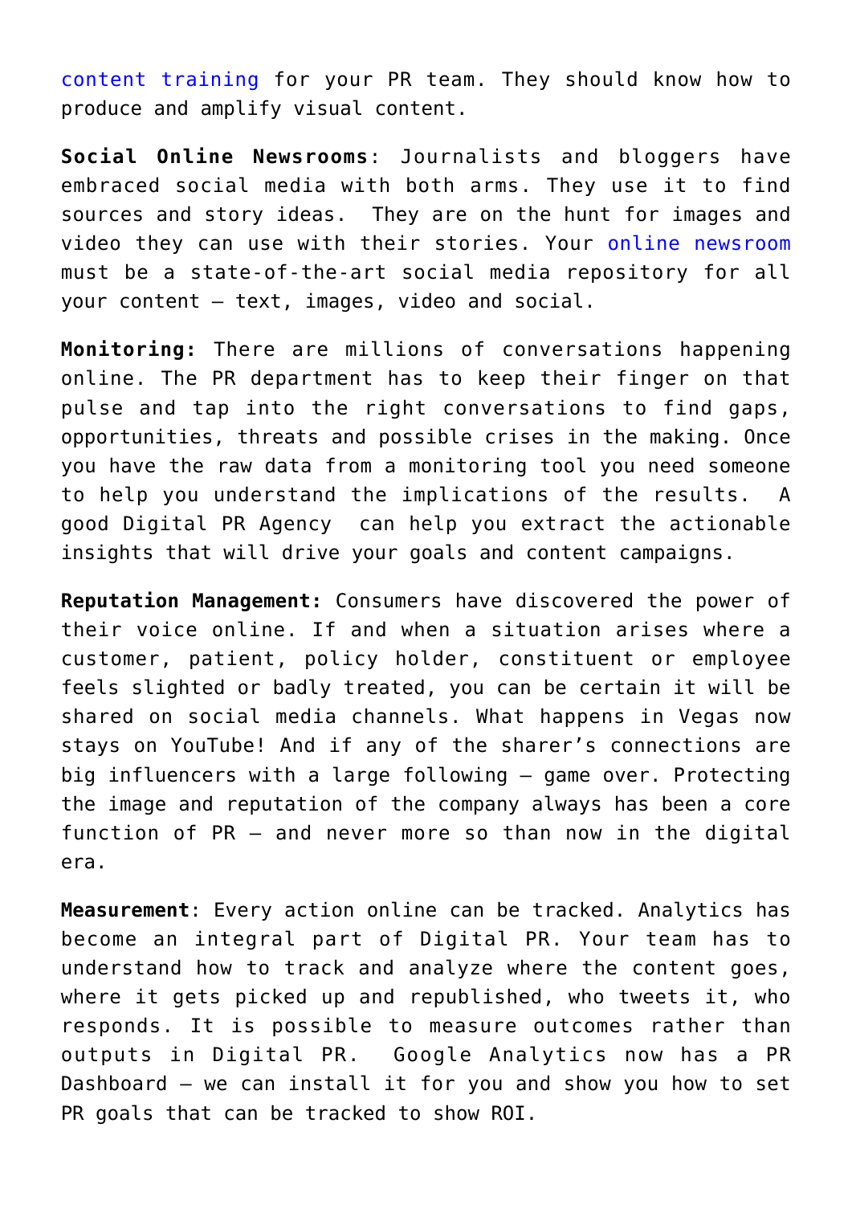content training for your PR team. They should know how to produce and amplify visual content.

**Social Online Newsrooms**: Journalists and bloggers have embraced social media with both arms. They use it to find sources and story ideas. They are on the hunt for images and video they can use with their stories. Your online newsroom must be a state-of-the-art social media repository for all your content – text, images, video and social.

**Monitoring:** There are millions of conversations happening online. The PR department has to keep their finger on that pulse and tap into the right conversations to find gaps, opportunities, threats and possible crises in the making. Once you have the raw data from a monitoring tool you need someone to help you understand the implications of the results. A good Digital PR Agency can help you extract the actionable insights that will drive your goals and content campaigns.

**Reputation Management:** Consumers have discovered the power of their voice online. If and when a situation arises where a customer, patient, policy holder, constituent or employee feels slighted or badly treated, you can be certain it will be shared on social media channels. What happens in Vegas now stays on YouTube! And if any of the sharer's connections are big influencers with a large following – game over. Protecting the image and reputation of the company always has been a core function of PR – and never more so than now in the digital era.

**Measurement**: Every action online can be tracked. Analytics has become an integral part of Digital PR. Your team has to understand how to track and analyze where the content goes, where it gets picked up and republished, who tweets it, who responds. It is possible to measure outcomes rather than outputs in Digital PR. Google Analytics now has a PR Dashboard – we can install it for you and show you how to set PR goals that can be tracked to show ROI.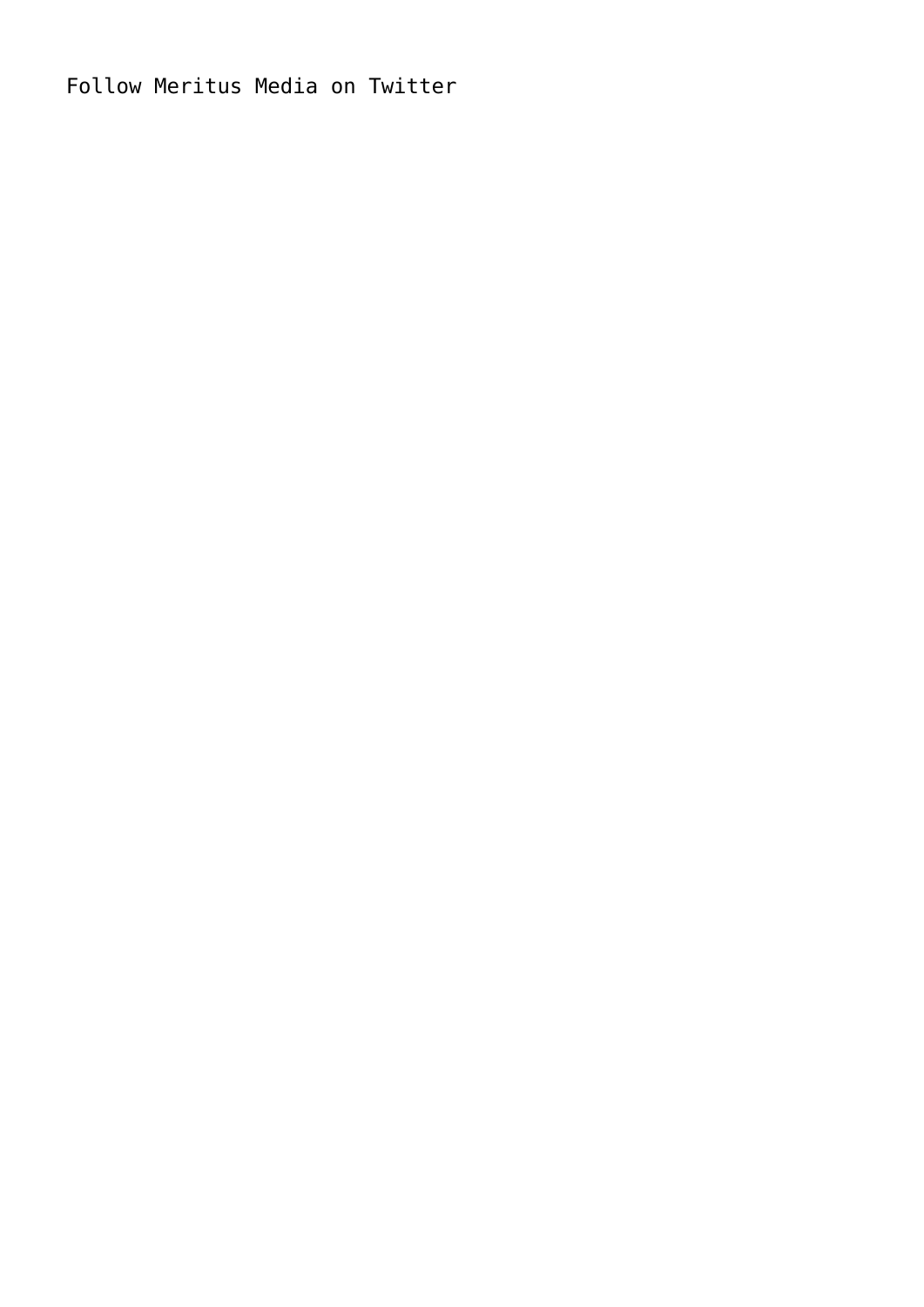Follow Meritus Media on Twitter